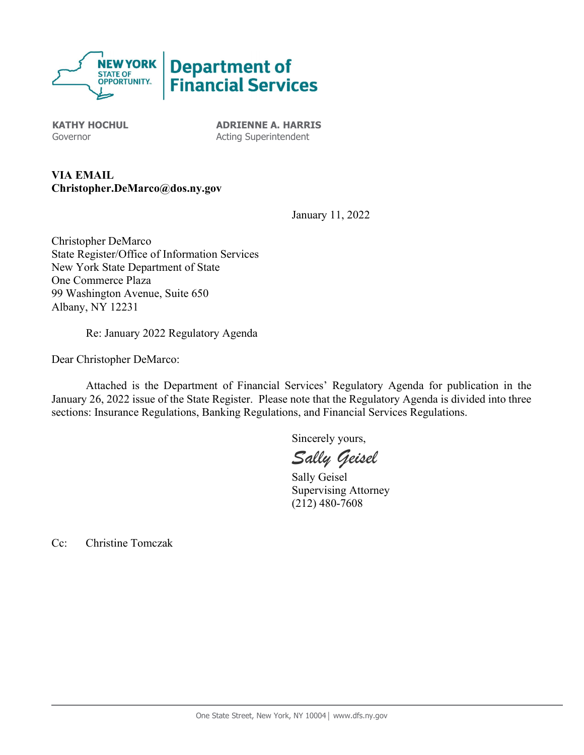NEW YORK STATE OF OPPORTUNITY. | Department of Financial Services

**KATHY HOCHUL**
Governor

**ADRIENNE A. HARRIS**
Acting Superintendent

**VIA EMAIL**
**Christopher.DeMarco@dos.ny.gov**

January 11, 2022

Christopher DeMarco
State Register/Office of Information Services
New York State Department of State
One Commerce Plaza
99 Washington Avenue, Suite 650
Albany, NY 12231

Re: January 2022 Regulatory Agenda

Dear Christopher DeMarco:

Attached is the Department of Financial Services' Regulatory Agenda for publication in the January 26, 2022 issue of the State Register. Please note that the Regulatory Agenda is divided into three sections: Insurance Regulations, Banking Regulations, and Financial Services Regulations.

Sincerely yours,

*Sally Geisel*

Sally Geisel
Supervising Attorney
(212) 480-7608

Cc: Christine Tomczak

One State Street, New York, NY 10004 | www.dfs.ny.gov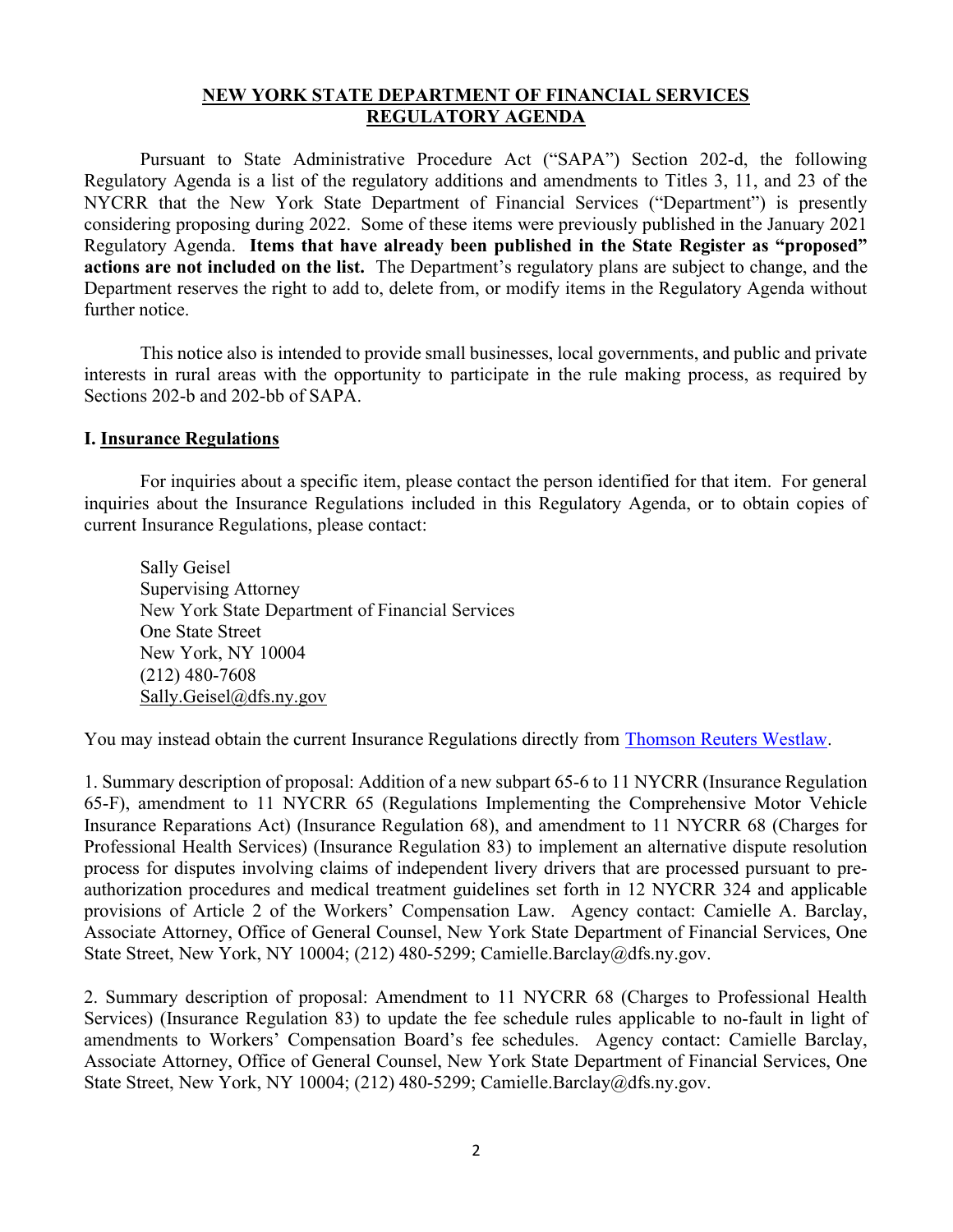# NEW YORK STATE DEPARTMENT OF FINANCIAL SERVICES REGULATORY AGENDA

Pursuant to State Administrative Procedure Act ("SAPA") Section 202-d, the following Regulatory Agenda is a list of the regulatory additions and amendments to Titles 3, 11, and 23 of the NYCRR that the New York State Department of Financial Services ("Department") is presently considering proposing during 2022. Some of these items were previously published in the January 2021 Regulatory Agenda. **Items that have already been published in the State Register as "proposed" actions are not included on the list.** The Department's regulatory plans are subject to change, and the Department reserves the right to add to, delete from, or modify items in the Regulatory Agenda without further notice.

This notice also is intended to provide small businesses, local governments, and public and private interests in rural areas with the opportunity to participate in the rule making process, as required by Sections 202-b and 202-bb of SAPA.

## I. Insurance Regulations

For inquiries about a specific item, please contact the person identified for that item. For general inquiries about the Insurance Regulations included in this Regulatory Agenda, or to obtain copies of current Insurance Regulations, please contact:

Sally Geisel
Supervising Attorney
New York State Department of Financial Services
One State Street
New York, NY 10004
(212) 480-7608
Sally.Geisel@dfs.ny.gov

You may instead obtain the current Insurance Regulations directly from Thomson Reuters Westlaw.

1. Summary description of proposal: Addition of a new subpart 65-6 to 11 NYCRR (Insurance Regulation 65-F), amendment to 11 NYCRR 65 (Regulations Implementing the Comprehensive Motor Vehicle Insurance Reparations Act) (Insurance Regulation 68), and amendment to 11 NYCRR 68 (Charges for Professional Health Services) (Insurance Regulation 83) to implement an alternative dispute resolution process for disputes involving claims of independent livery drivers that are processed pursuant to pre-authorization procedures and medical treatment guidelines set forth in 12 NYCRR 324 and applicable provisions of Article 2 of the Workers' Compensation Law. Agency contact: Camielle A. Barclay, Associate Attorney, Office of General Counsel, New York State Department of Financial Services, One State Street, New York, NY 10004; (212) 480-5299; Camielle.Barclay@dfs.ny.gov.

2. Summary description of proposal: Amendment to 11 NYCRR 68 (Charges to Professional Health Services) (Insurance Regulation 83) to update the fee schedule rules applicable to no-fault in light of amendments to Workers' Compensation Board's fee schedules. Agency contact: Camielle Barclay, Associate Attorney, Office of General Counsel, New York State Department of Financial Services, One State Street, New York, NY 10004; (212) 480-5299; Camielle.Barclay@dfs.ny.gov.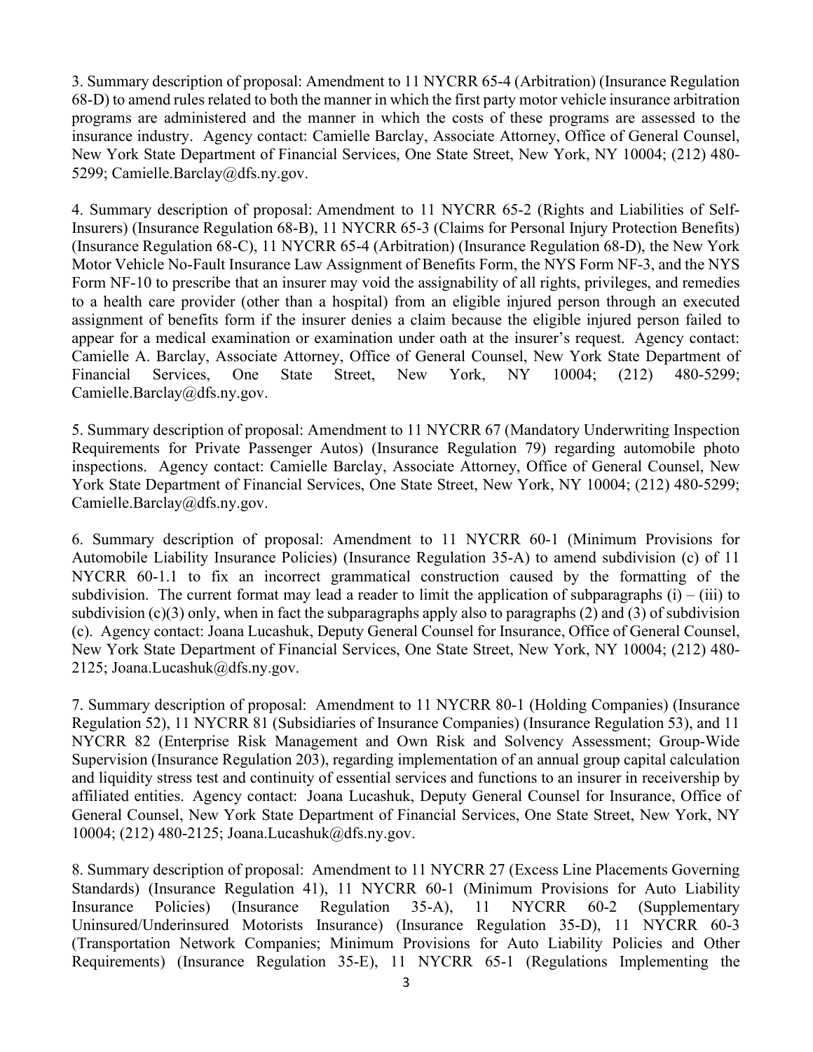3. Summary description of proposal: Amendment to 11 NYCRR 65-4 (Arbitration) (Insurance Regulation 68-D) to amend rules related to both the manner in which the first party motor vehicle insurance arbitration programs are administered and the manner in which the costs of these programs are assessed to the insurance industry. Agency contact: Camielle Barclay, Associate Attorney, Office of General Counsel, New York State Department of Financial Services, One State Street, New York, NY 10004; (212) 480-5299; Camielle.Barclay@dfs.ny.gov.

4. Summary description of proposal: Amendment to 11 NYCRR 65-2 (Rights and Liabilities of Self-Insurers) (Insurance Regulation 68-B), 11 NYCRR 65-3 (Claims for Personal Injury Protection Benefits) (Insurance Regulation 68-C), 11 NYCRR 65-4 (Arbitration) (Insurance Regulation 68-D), the New York Motor Vehicle No-Fault Insurance Law Assignment of Benefits Form, the NYS Form NF-3, and the NYS Form NF-10 to prescribe that an insurer may void the assignability of all rights, privileges, and remedies to a health care provider (other than a hospital) from an eligible injured person through an executed assignment of benefits form if the insurer denies a claim because the eligible injured person failed to appear for a medical examination or examination under oath at the insurer's request. Agency contact: Camielle A. Barclay, Associate Attorney, Office of General Counsel, New York State Department of Financial Services, One State Street, New York, NY 10004; (212) 480-5299; Camielle.Barclay@dfs.ny.gov.

5. Summary description of proposal: Amendment to 11 NYCRR 67 (Mandatory Underwriting Inspection Requirements for Private Passenger Autos) (Insurance Regulation 79) regarding automobile photo inspections. Agency contact: Camielle Barclay, Associate Attorney, Office of General Counsel, New York State Department of Financial Services, One State Street, New York, NY 10004; (212) 480-5299; Camielle.Barclay@dfs.ny.gov.

6. Summary description of proposal: Amendment to 11 NYCRR 60-1 (Minimum Provisions for Automobile Liability Insurance Policies) (Insurance Regulation 35-A) to amend subdivision (c) of 11 NYCRR 60-1.1 to fix an incorrect grammatical construction caused by the formatting of the subdivision. The current format may lead a reader to limit the application of subparagraphs (i) – (iii) to subdivision (c)(3) only, when in fact the subparagraphs apply also to paragraphs (2) and (3) of subdivision (c). Agency contact: Joana Lucashuk, Deputy General Counsel for Insurance, Office of General Counsel, New York State Department of Financial Services, One State Street, New York, NY 10004; (212) 480-2125; Joana.Lucashuk@dfs.ny.gov.

7. Summary description of proposal: Amendment to 11 NYCRR 80-1 (Holding Companies) (Insurance Regulation 52), 11 NYCRR 81 (Subsidiaries of Insurance Companies) (Insurance Regulation 53), and 11 NYCRR 82 (Enterprise Risk Management and Own Risk and Solvency Assessment; Group-Wide Supervision (Insurance Regulation 203), regarding implementation of an annual group capital calculation and liquidity stress test and continuity of essential services and functions to an insurer in receivership by affiliated entities. Agency contact: Joana Lucashuk, Deputy General Counsel for Insurance, Office of General Counsel, New York State Department of Financial Services, One State Street, New York, NY 10004; (212) 480-2125; Joana.Lucashuk@dfs.ny.gov.

8. Summary description of proposal: Amendment to 11 NYCRR 27 (Excess Line Placements Governing Standards) (Insurance Regulation 41), 11 NYCRR 60-1 (Minimum Provisions for Auto Liability Insurance Policies) (Insurance Regulation 35-A), 11 NYCRR 60-2 (Supplementary Uninsured/Underinsured Motorists Insurance) (Insurance Regulation 35-D), 11 NYCRR 60-3 (Transportation Network Companies; Minimum Provisions for Auto Liability Policies and Other Requirements) (Insurance Regulation 35-E), 11 NYCRR 65-1 (Regulations Implementing the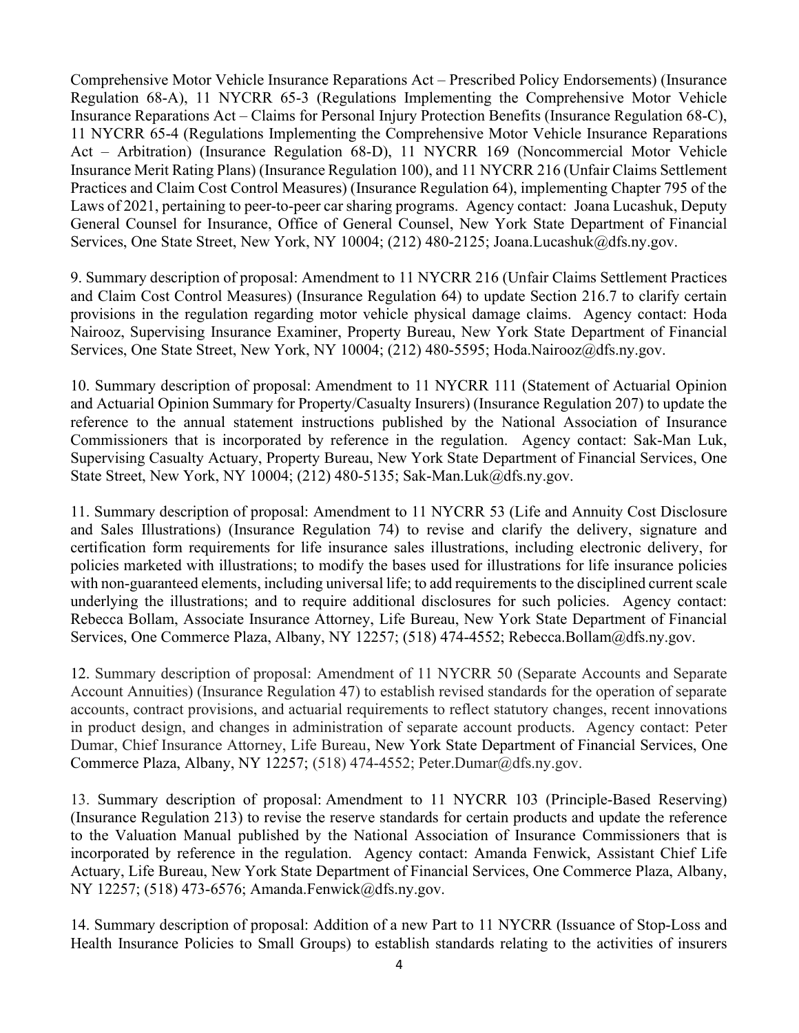Comprehensive Motor Vehicle Insurance Reparations Act – Prescribed Policy Endorsements) (Insurance Regulation 68-A), 11 NYCRR 65-3 (Regulations Implementing the Comprehensive Motor Vehicle Insurance Reparations Act – Claims for Personal Injury Protection Benefits (Insurance Regulation 68-C), 11 NYCRR 65-4 (Regulations Implementing the Comprehensive Motor Vehicle Insurance Reparations Act – Arbitration) (Insurance Regulation 68-D), 11 NYCRR 169 (Noncommercial Motor Vehicle Insurance Merit Rating Plans) (Insurance Regulation 100), and 11 NYCRR 216 (Unfair Claims Settlement Practices and Claim Cost Control Measures) (Insurance Regulation 64), implementing Chapter 795 of the Laws of 2021, pertaining to peer-to-peer car sharing programs. Agency contact: Joana Lucashuk, Deputy General Counsel for Insurance, Office of General Counsel, New York State Department of Financial Services, One State Street, New York, NY 10004; (212) 480-2125; Joana.Lucashuk@dfs.ny.gov.

9. Summary description of proposal: Amendment to 11 NYCRR 216 (Unfair Claims Settlement Practices and Claim Cost Control Measures) (Insurance Regulation 64) to update Section 216.7 to clarify certain provisions in the regulation regarding motor vehicle physical damage claims. Agency contact: Hoda Nairooz, Supervising Insurance Examiner, Property Bureau, New York State Department of Financial Services, One State Street, New York, NY 10004; (212) 480-5595; Hoda.Nairooz@dfs.ny.gov.

10. Summary description of proposal: Amendment to 11 NYCRR 111 (Statement of Actuarial Opinion and Actuarial Opinion Summary for Property/Casualty Insurers) (Insurance Regulation 207) to update the reference to the annual statement instructions published by the National Association of Insurance Commissioners that is incorporated by reference in the regulation. Agency contact: Sak-Man Luk, Supervising Casualty Actuary, Property Bureau, New York State Department of Financial Services, One State Street, New York, NY 10004; (212) 480-5135; Sak-Man.Luk@dfs.ny.gov.

11. Summary description of proposal: Amendment to 11 NYCRR 53 (Life and Annuity Cost Disclosure and Sales Illustrations) (Insurance Regulation 74) to revise and clarify the delivery, signature and certification form requirements for life insurance sales illustrations, including electronic delivery, for policies marketed with illustrations; to modify the bases used for illustrations for life insurance policies with non-guaranteed elements, including universal life; to add requirements to the disciplined current scale underlying the illustrations; and to require additional disclosures for such policies. Agency contact: Rebecca Bollam, Associate Insurance Attorney, Life Bureau, New York State Department of Financial Services, One Commerce Plaza, Albany, NY 12257; (518) 474-4552; Rebecca.Bollam@dfs.ny.gov.

12. Summary description of proposal: Amendment of 11 NYCRR 50 (Separate Accounts and Separate Account Annuities) (Insurance Regulation 47) to establish revised standards for the operation of separate accounts, contract provisions, and actuarial requirements to reflect statutory changes, recent innovations in product design, and changes in administration of separate account products. Agency contact: Peter Dumar, Chief Insurance Attorney, Life Bureau, New York State Department of Financial Services, One Commerce Plaza, Albany, NY 12257; (518) 474-4552; Peter.Dumar@dfs.ny.gov.

13. Summary description of proposal: Amendment to 11 NYCRR 103 (Principle-Based Reserving) (Insurance Regulation 213) to revise the reserve standards for certain products and update the reference to the Valuation Manual published by the National Association of Insurance Commissioners that is incorporated by reference in the regulation. Agency contact: Amanda Fenwick, Assistant Chief Life Actuary, Life Bureau, New York State Department of Financial Services, One Commerce Plaza, Albany, NY 12257; (518) 473-6576; Amanda.Fenwick@dfs.ny.gov.

14. Summary description of proposal: Addition of a new Part to 11 NYCRR (Issuance of Stop-Loss and Health Insurance Policies to Small Groups) to establish standards relating to the activities of insurers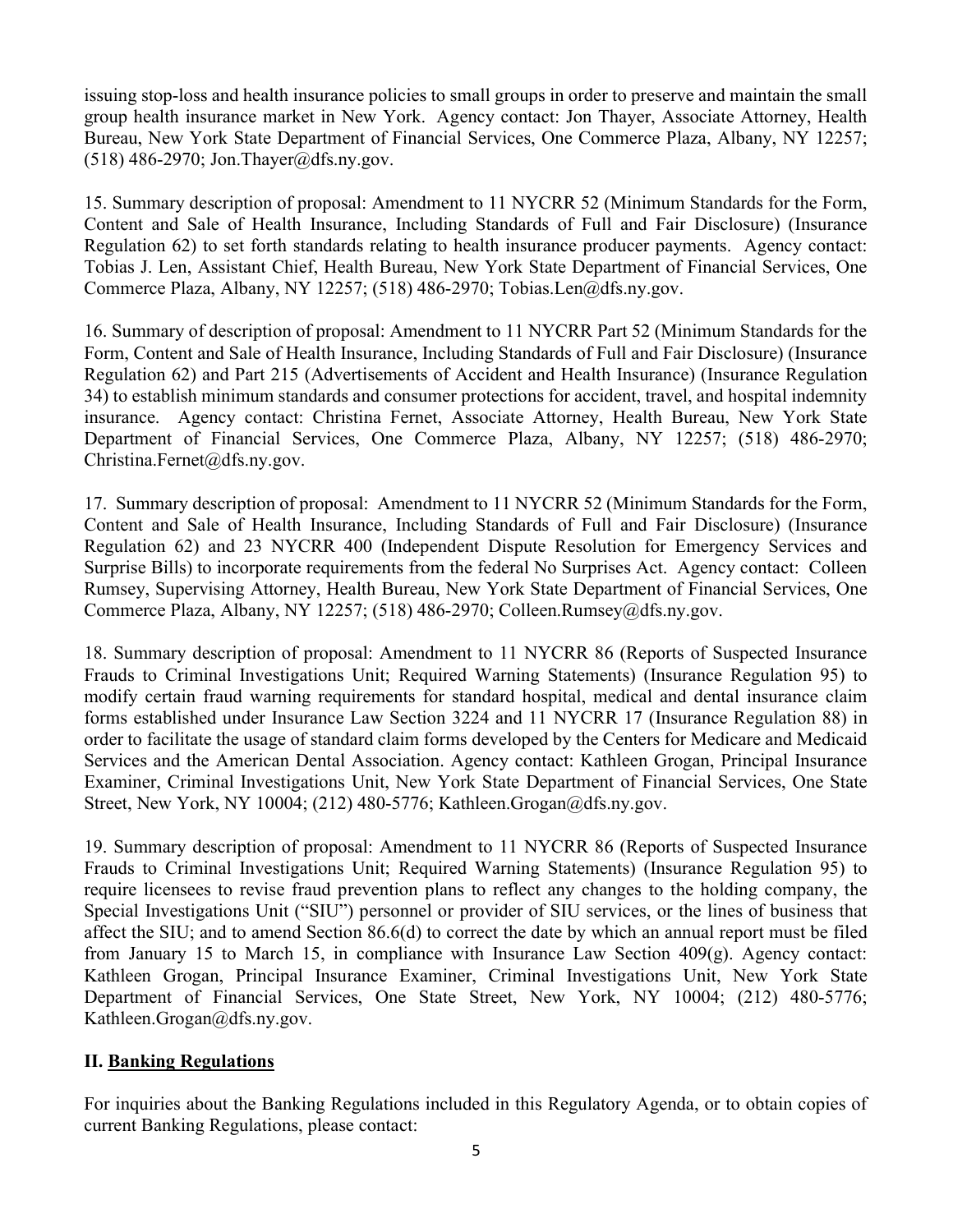issuing stop-loss and health insurance policies to small groups in order to preserve and maintain the small group health insurance market in New York. Agency contact: Jon Thayer, Associate Attorney, Health Bureau, New York State Department of Financial Services, One Commerce Plaza, Albany, NY 12257; (518) 486-2970; Jon.Thayer@dfs.ny.gov.

15. Summary description of proposal: Amendment to 11 NYCRR 52 (Minimum Standards for the Form, Content and Sale of Health Insurance, Including Standards of Full and Fair Disclosure) (Insurance Regulation 62) to set forth standards relating to health insurance producer payments. Agency contact: Tobias J. Len, Assistant Chief, Health Bureau, New York State Department of Financial Services, One Commerce Plaza, Albany, NY 12257; (518) 486-2970; Tobias.Len@dfs.ny.gov.

16. Summary of description of proposal: Amendment to 11 NYCRR Part 52 (Minimum Standards for the Form, Content and Sale of Health Insurance, Including Standards of Full and Fair Disclosure) (Insurance Regulation 62) and Part 215 (Advertisements of Accident and Health Insurance) (Insurance Regulation 34) to establish minimum standards and consumer protections for accident, travel, and hospital indemnity insurance. Agency contact: Christina Fernet, Associate Attorney, Health Bureau, New York State Department of Financial Services, One Commerce Plaza, Albany, NY 12257; (518) 486-2970; Christina.Fernet@dfs.ny.gov.

17. Summary description of proposal: Amendment to 11 NYCRR 52 (Minimum Standards for the Form, Content and Sale of Health Insurance, Including Standards of Full and Fair Disclosure) (Insurance Regulation 62) and 23 NYCRR 400 (Independent Dispute Resolution for Emergency Services and Surprise Bills) to incorporate requirements from the federal No Surprises Act. Agency contact: Colleen Rumsey, Supervising Attorney, Health Bureau, New York State Department of Financial Services, One Commerce Plaza, Albany, NY 12257; (518) 486-2970; Colleen.Rumsey@dfs.ny.gov.

18. Summary description of proposal: Amendment to 11 NYCRR 86 (Reports of Suspected Insurance Frauds to Criminal Investigations Unit; Required Warning Statements) (Insurance Regulation 95) to modify certain fraud warning requirements for standard hospital, medical and dental insurance claim forms established under Insurance Law Section 3224 and 11 NYCRR 17 (Insurance Regulation 88) in order to facilitate the usage of standard claim forms developed by the Centers for Medicare and Medicaid Services and the American Dental Association. Agency contact: Kathleen Grogan, Principal Insurance Examiner, Criminal Investigations Unit, New York State Department of Financial Services, One State Street, New York, NY 10004; (212) 480-5776; Kathleen.Grogan@dfs.ny.gov.

19. Summary description of proposal: Amendment to 11 NYCRR 86 (Reports of Suspected Insurance Frauds to Criminal Investigations Unit; Required Warning Statements) (Insurance Regulation 95) to require licensees to revise fraud prevention plans to reflect any changes to the holding company, the Special Investigations Unit ("SIU") personnel or provider of SIU services, or the lines of business that affect the SIU; and to amend Section 86.6(d) to correct the date by which an annual report must be filed from January 15 to March 15, in compliance with Insurance Law Section 409(g). Agency contact: Kathleen Grogan, Principal Insurance Examiner, Criminal Investigations Unit, New York State Department of Financial Services, One State Street, New York, NY 10004; (212) 480-5776; Kathleen.Grogan@dfs.ny.gov.

## II. Banking Regulations

For inquiries about the Banking Regulations included in this Regulatory Agenda, or to obtain copies of current Banking Regulations, please contact: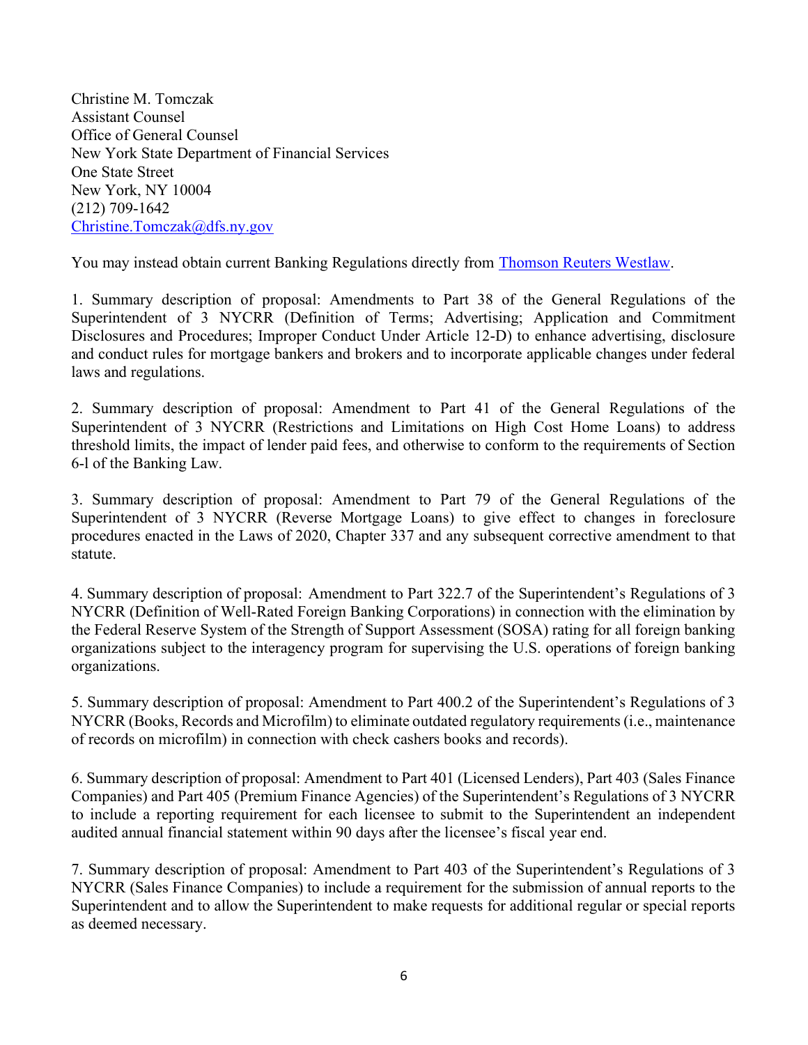Christine M. Tomczak
Assistant Counsel
Office of General Counsel
New York State Department of Financial Services
One State Street
New York, NY 10004
(212) 709-1642
Christine.Tomczak@dfs.ny.gov

You may instead obtain current Banking Regulations directly from Thomson Reuters Westlaw.

1. Summary description of proposal: Amendments to Part 38 of the General Regulations of the Superintendent of 3 NYCRR (Definition of Terms; Advertising; Application and Commitment Disclosures and Procedures; Improper Conduct Under Article 12-D) to enhance advertising, disclosure and conduct rules for mortgage bankers and brokers and to incorporate applicable changes under federal laws and regulations.

2. Summary description of proposal: Amendment to Part 41 of the General Regulations of the Superintendent of 3 NYCRR (Restrictions and Limitations on High Cost Home Loans) to address threshold limits, the impact of lender paid fees, and otherwise to conform to the requirements of Section 6-l of the Banking Law.

3. Summary description of proposal: Amendment to Part 79 of the General Regulations of the Superintendent of 3 NYCRR (Reverse Mortgage Loans) to give effect to changes in foreclosure procedures enacted in the Laws of 2020, Chapter 337 and any subsequent corrective amendment to that statute.

4. Summary description of proposal: Amendment to Part 322.7 of the Superintendent's Regulations of 3 NYCRR (Definition of Well-Rated Foreign Banking Corporations) in connection with the elimination by the Federal Reserve System of the Strength of Support Assessment (SOSA) rating for all foreign banking organizations subject to the interagency program for supervising the U.S. operations of foreign banking organizations.

5. Summary description of proposal: Amendment to Part 400.2 of the Superintendent's Regulations of 3 NYCRR (Books, Records and Microfilm) to eliminate outdated regulatory requirements (i.e., maintenance of records on microfilm) in connection with check cashers books and records).

6. Summary description of proposal: Amendment to Part 401 (Licensed Lenders), Part 403 (Sales Finance Companies) and Part 405 (Premium Finance Agencies) of the Superintendent's Regulations of 3 NYCRR to include a reporting requirement for each licensee to submit to the Superintendent an independent audited annual financial statement within 90 days after the licensee's fiscal year end.

7. Summary description of proposal: Amendment to Part 403 of the Superintendent's Regulations of 3 NYCRR (Sales Finance Companies) to include a requirement for the submission of annual reports to the Superintendent and to allow the Superintendent to make requests for additional regular or special reports as deemed necessary.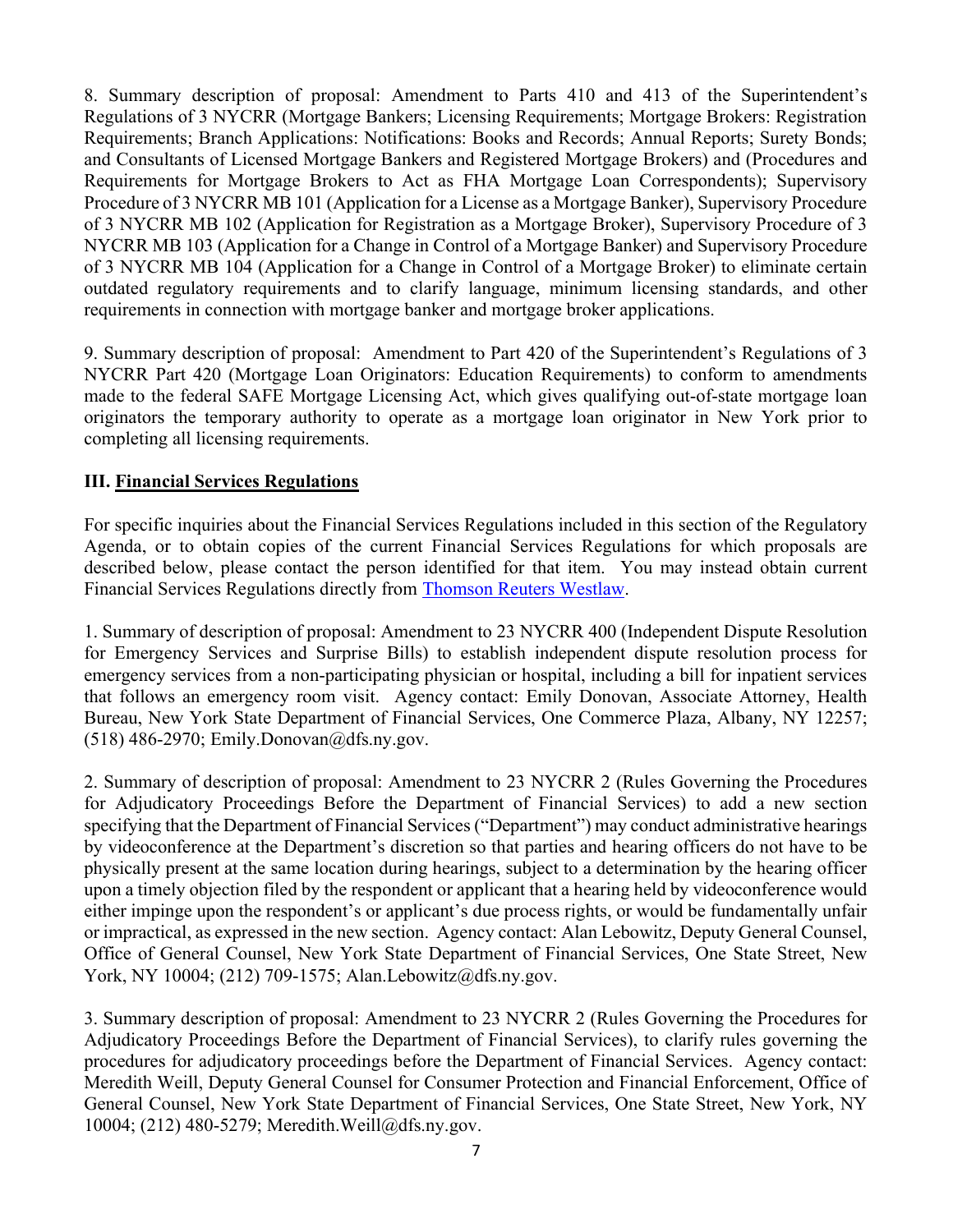8. Summary description of proposal: Amendment to Parts 410 and 413 of the Superintendent's Regulations of 3 NYCRR (Mortgage Bankers; Licensing Requirements; Mortgage Brokers: Registration Requirements; Branch Applications: Notifications: Books and Records; Annual Reports; Surety Bonds; and Consultants of Licensed Mortgage Bankers and Registered Mortgage Brokers) and (Procedures and Requirements for Mortgage Brokers to Act as FHA Mortgage Loan Correspondents); Supervisory Procedure of 3 NYCRR MB 101 (Application for a License as a Mortgage Banker), Supervisory Procedure of 3 NYCRR MB 102 (Application for Registration as a Mortgage Broker), Supervisory Procedure of 3 NYCRR MB 103 (Application for a Change in Control of a Mortgage Banker) and Supervisory Procedure of 3 NYCRR MB 104 (Application for a Change in Control of a Mortgage Broker) to eliminate certain outdated regulatory requirements and to clarify language, minimum licensing standards, and other requirements in connection with mortgage banker and mortgage broker applications.

9. Summary description of proposal: Amendment to Part 420 of the Superintendent's Regulations of 3 NYCRR Part 420 (Mortgage Loan Originators: Education Requirements) to conform to amendments made to the federal SAFE Mortgage Licensing Act, which gives qualifying out-of-state mortgage loan originators the temporary authority to operate as a mortgage loan originator in New York prior to completing all licensing requirements.

## III. Financial Services Regulations

For specific inquiries about the Financial Services Regulations included in this section of the Regulatory Agenda, or to obtain copies of the current Financial Services Regulations for which proposals are described below, please contact the person identified for that item. You may instead obtain current Financial Services Regulations directly from Thomson Reuters Westlaw.

1. Summary of description of proposal: Amendment to 23 NYCRR 400 (Independent Dispute Resolution for Emergency Services and Surprise Bills) to establish independent dispute resolution process for emergency services from a non-participating physician or hospital, including a bill for inpatient services that follows an emergency room visit. Agency contact: Emily Donovan, Associate Attorney, Health Bureau, New York State Department of Financial Services, One Commerce Plaza, Albany, NY 12257; (518) 486-2970; Emily.Donovan@dfs.ny.gov.

2. Summary of description of proposal: Amendment to 23 NYCRR 2 (Rules Governing the Procedures for Adjudicatory Proceedings Before the Department of Financial Services) to add a new section specifying that the Department of Financial Services ("Department") may conduct administrative hearings by videoconference at the Department's discretion so that parties and hearing officers do not have to be physically present at the same location during hearings, subject to a determination by the hearing officer upon a timely objection filed by the respondent or applicant that a hearing held by videoconference would either impinge upon the respondent's or applicant's due process rights, or would be fundamentally unfair or impractical, as expressed in the new section. Agency contact: Alan Lebowitz, Deputy General Counsel, Office of General Counsel, New York State Department of Financial Services, One State Street, New York, NY 10004; (212) 709-1575; Alan.Lebowitz@dfs.ny.gov.

3. Summary description of proposal: Amendment to 23 NYCRR 2 (Rules Governing the Procedures for Adjudicatory Proceedings Before the Department of Financial Services), to clarify rules governing the procedures for adjudicatory proceedings before the Department of Financial Services. Agency contact: Meredith Weill, Deputy General Counsel for Consumer Protection and Financial Enforcement, Office of General Counsel, New York State Department of Financial Services, One State Street, New York, NY 10004; (212) 480-5279; Meredith.Weill@dfs.ny.gov.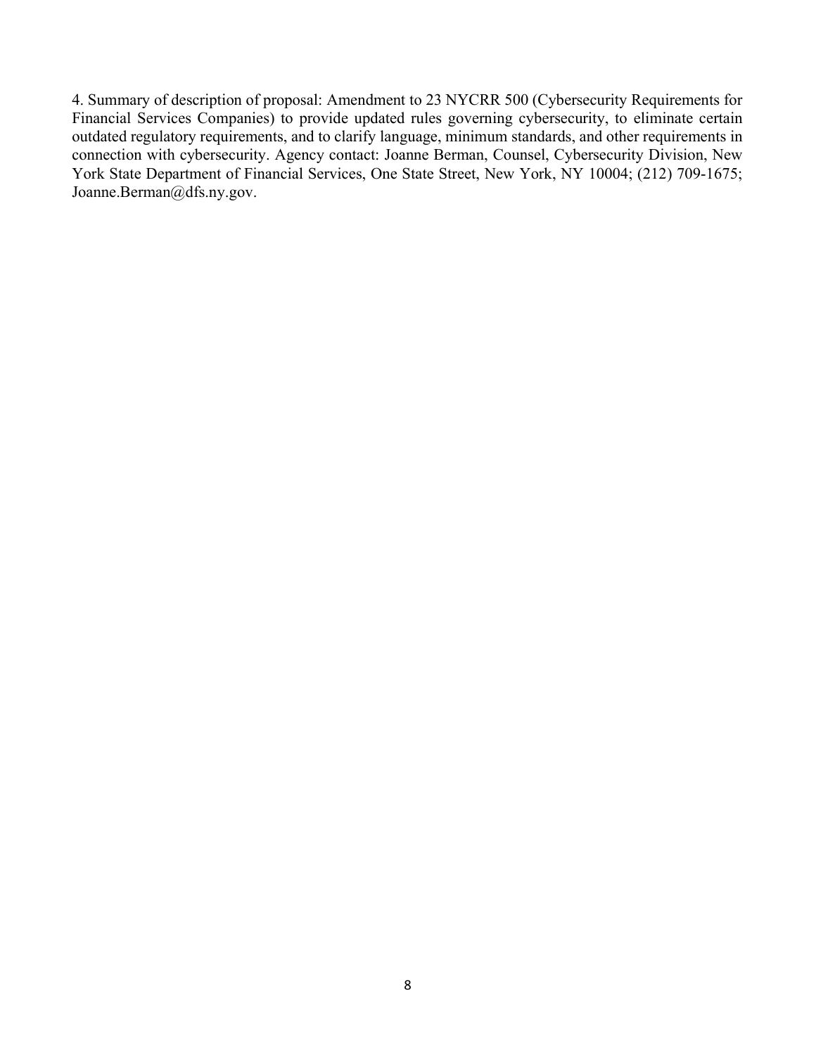4. Summary of description of proposal: Amendment to 23 NYCRR 500 (Cybersecurity Requirements for Financial Services Companies) to provide updated rules governing cybersecurity, to eliminate certain outdated regulatory requirements, and to clarify language, minimum standards, and other requirements in connection with cybersecurity. Agency contact: Joanne Berman, Counsel, Cybersecurity Division, New York State Department of Financial Services, One State Street, New York, NY 10004; (212) 709-1675; Joanne.Berman@dfs.ny.gov.